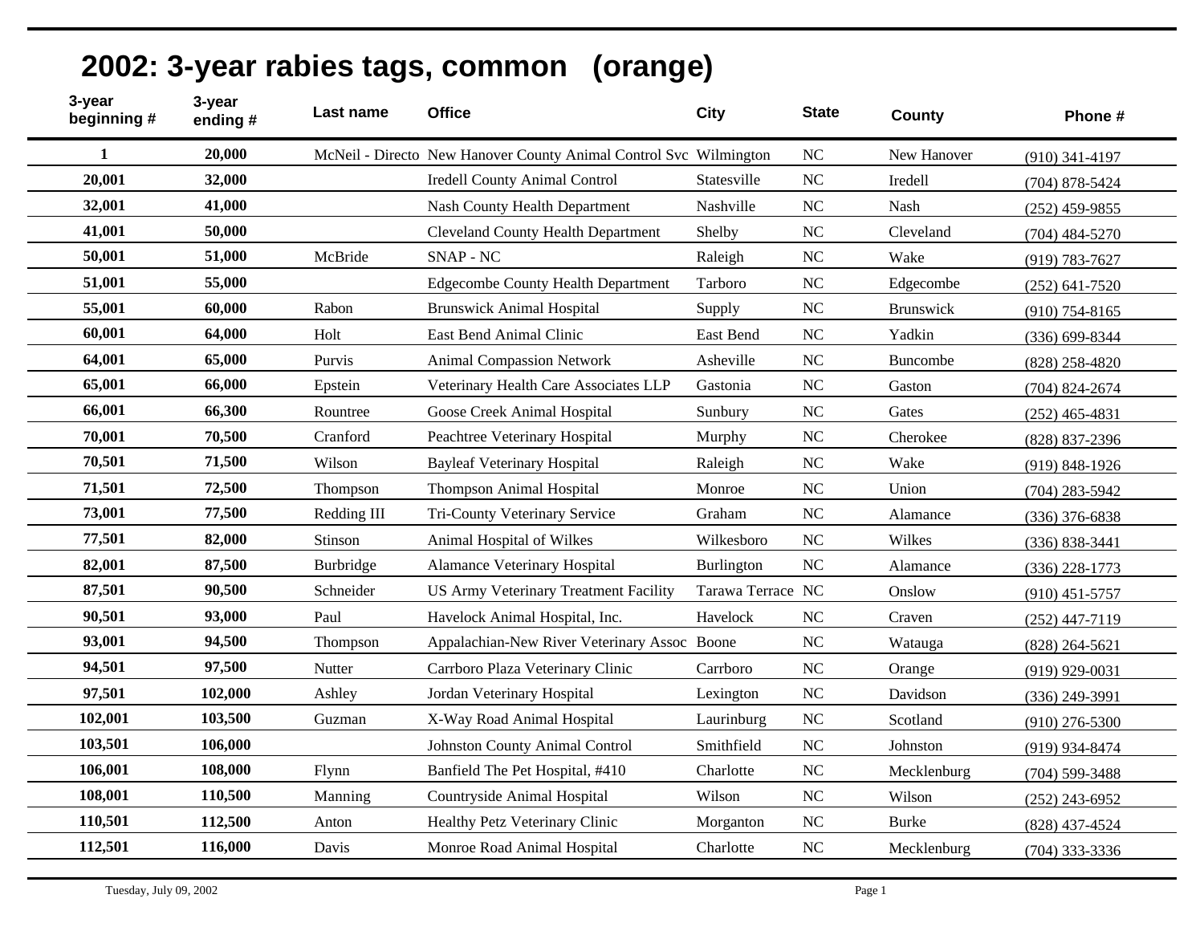# 2002: 3-year rabies tags, common (orange)

| 3-year beginning # | 3-year ending # | Last name | Office | City | State | County | Phone # |
|---|---|---|---|---|---|---|---|
| **1** | **20,000** | McNeil - Directo | New Hanover County Animal Control Svc | Wilmington | NC | New Hanover | (910) 341-4197 |
| **20,001** | **32,000** | | Iredell County Animal Control | Statesville | NC | Iredell | (704) 878-5424 |
| **32,001** | **41,000** | | Nash County Health Department | Nashville | NC | Nash | (252) 459-9855 |
| **41,001** | **50,000** | | Cleveland County Health Department | Shelby | NC | Cleveland | (704) 484-5270 |
| **50,001** | **51,000** | McBride | SNAP - NC | Raleigh | NC | Wake | (919) 783-7627 |
| **51,001** | **55,000** | | Edgecombe County Health Department | Tarboro | NC | Edgecombe | (252) 641-7520 |
| **55,001** | **60,000** | Rabon | Brunswick Animal Hospital | Supply | NC | Brunswick | (910) 754-8165 |
| **60,001** | **64,000** | Holt | East Bend Animal Clinic | East Bend | NC | Yadkin | (336) 699-8344 |
| **64,001** | **65,000** | Purvis | Animal Compassion Network | Asheville | NC | Buncombe | (828) 258-4820 |
| **65,001** | **66,000** | Epstein | Veterinary Health Care Associates LLP | Gastonia | NC | Gaston | (704) 824-2674 |
| **66,001** | **66,300** | Rountree | Goose Creek Animal Hospital | Sunbury | NC | Gates | (252) 465-4831 |
| **70,001** | **70,500** | Cranford | Peachtree Veterinary Hospital | Murphy | NC | Cherokee | (828) 837-2396 |
| **70,501** | **71,500** | Wilson | Bayleaf Veterinary Hospital | Raleigh | NC | Wake | (919) 848-1926 |
| **71,501** | **72,500** | Thompson | Thompson Animal Hospital | Monroe | NC | Union | (704) 283-5942 |
| **73,001** | **77,500** | Redding III | Tri-County Veterinary Service | Graham | NC | Alamance | (336) 376-6838 |
| **77,501** | **82,000** | Stinson | Animal Hospital of Wilkes | Wilkesboro | NC | Wilkes | (336) 838-3441 |
| **82,001** | **87,500** | Burbridge | Alamance Veterinary Hospital | Burlington | NC | Alamance | (336) 228-1773 |
| **87,501** | **90,500** | Schneider | US Army Veterinary Treatment Facility | Tarawa Terrace | NC | Onslow | (910) 451-5757 |
| **90,501** | **93,000** | Paul | Havelock Animal Hospital, Inc. | Havelock | NC | Craven | (252) 447-7119 |
| **93,001** | **94,500** | Thompson | Appalachian-New River Veterinary Assoc | Boone | NC | Watauga | (828) 264-5621 |
| **94,501** | **97,500** | Nutter | Carrboro Plaza Veterinary Clinic | Carrboro | NC | Orange | (919) 929-0031 |
| **97,501** | **102,000** | Ashley | Jordan Veterinary Hospital | Lexington | NC | Davidson | (336) 249-3991 |
| **102,001** | **103,500** | Guzman | X-Way Road Animal Hospital | Laurinburg | NC | Scotland | (910) 276-5300 |
| **103,501** | **106,000** | | Johnston County Animal Control | Smithfield | NC | Johnston | (919) 934-8474 |
| **106,001** | **108,000** | Flynn | Banfield The Pet Hospital, #410 | Charlotte | NC | Mecklenburg | (704) 599-3488 |
| **108,001** | **110,500** | Manning | Countryside Animal Hospital | Wilson | NC | Wilson | (252) 243-6952 |
| **110,501** | **112,500** | Anton | Healthy Petz Veterinary Clinic | Morganton | NC | Burke | (828) 437-4524 |
| **112,501** | **116,000** | Davis | Monroe Road Animal Hospital | Charlotte | NC | Mecklenburg | (704) 333-3336 |

Tuesday, July 09, 2002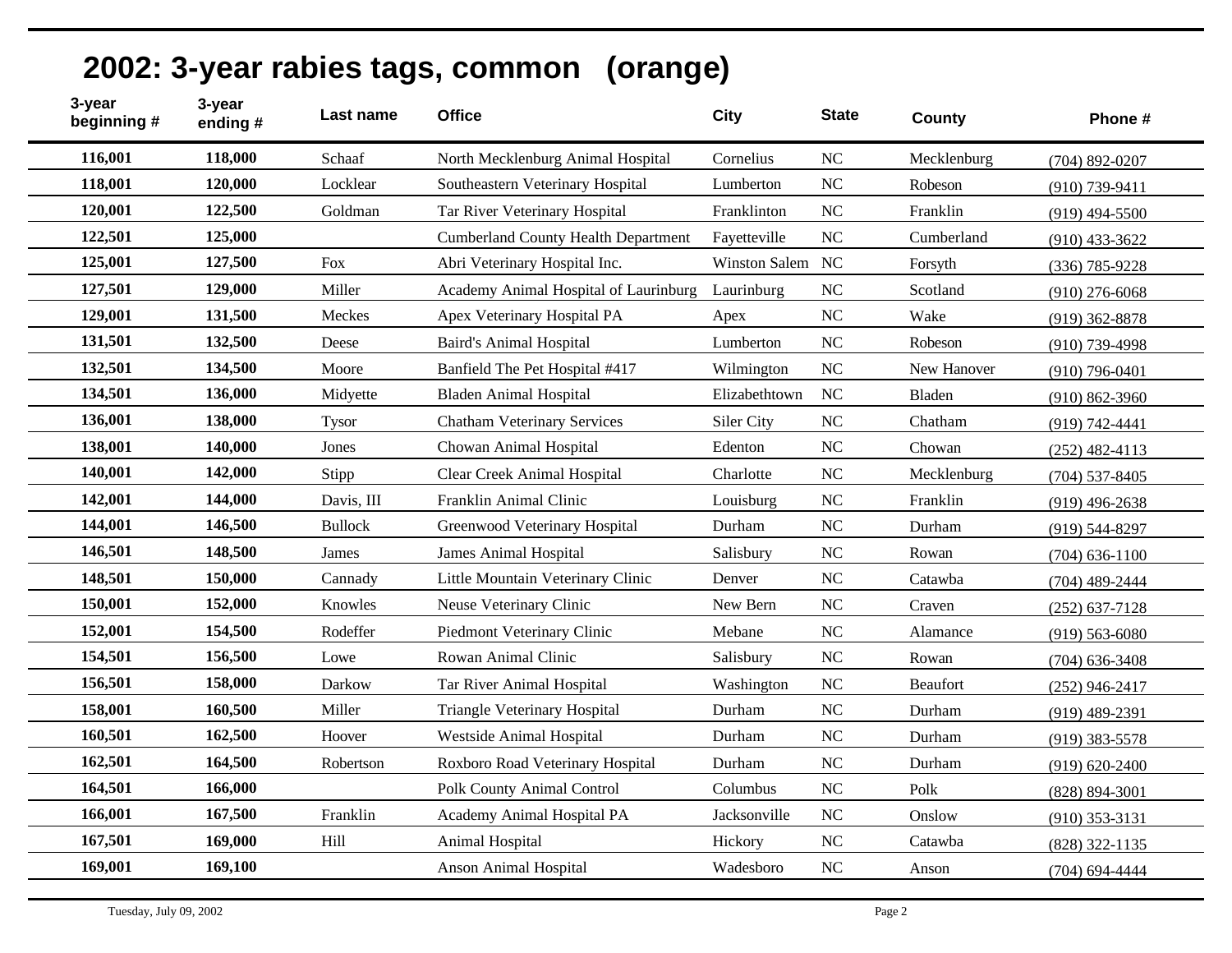# 2002: 3-year rabies tags, common (orange)

| 3-year beginning # | 3-year ending # | Last name | Office | City | State | County | Phone # |
|---|---|---|---|---|---|---|---|
| **116,001** | **118,000** | Schaaf | North Mecklenburg Animal Hospital | Cornelius | NC | Mecklenburg | (704) 892-0207 |
| **118,001** | **120,000** | Locklear | Southeastern Veterinary Hospital | Lumberton | NC | Robeson | (910) 739-9411 |
| **120,001** | **122,500** | Goldman | Tar River Veterinary Hospital | Franklinton | NC | Franklin | (919) 494-5500 |
| **122,501** | **125,000** | | Cumberland County Health Department | Fayetteville | NC | Cumberland | (910) 433-3622 |
| **125,001** | **127,500** | Fox | Abri Veterinary Hospital Inc. | Winston Salem | NC | Forsyth | (336) 785-9228 |
| **127,501** | **129,000** | Miller | Academy Animal Hospital of Laurinburg | Laurinburg | NC | Scotland | (910) 276-6068 |
| **129,001** | **131,500** | Meckes | Apex Veterinary Hospital PA | Apex | NC | Wake | (919) 362-8878 |
| **131,501** | **132,500** | Deese | Baird's Animal Hospital | Lumberton | NC | Robeson | (910) 739-4998 |
| **132,501** | **134,500** | Moore | Banfield The Pet Hospital #417 | Wilmington | NC | New Hanover | (910) 796-0401 |
| **134,501** | **136,000** | Midyette | Bladen Animal Hospital | Elizabethtown | NC | Bladen | (910) 862-3960 |
| **136,001** | **138,000** | Tysor | Chatham Veterinary Services | Siler City | NC | Chatham | (919) 742-4441 |
| **138,001** | **140,000** | Jones | Chowan Animal Hospital | Edenton | NC | Chowan | (252) 482-4113 |
| **140,001** | **142,000** | Stipp | Clear Creek Animal Hospital | Charlotte | NC | Mecklenburg | (704) 537-8405 |
| **142,001** | **144,000** | Davis, III | Franklin Animal Clinic | Louisburg | NC | Franklin | (919) 496-2638 |
| **144,001** | **146,500** | Bullock | Greenwood Veterinary Hospital | Durham | NC | Durham | (919) 544-8297 |
| **146,501** | **148,500** | James | James Animal Hospital | Salisbury | NC | Rowan | (704) 636-1100 |
| **148,501** | **150,000** | Cannady | Little Mountain Veterinary Clinic | Denver | NC | Catawba | (704) 489-2444 |
| **150,001** | **152,000** | Knowles | Neuse Veterinary Clinic | New Bern | NC | Craven | (252) 637-7128 |
| **152,001** | **154,500** | Rodeffer | Piedmont Veterinary Clinic | Mebane | NC | Alamance | (919) 563-6080 |
| **154,501** | **156,500** | Lowe | Rowan Animal Clinic | Salisbury | NC | Rowan | (704) 636-3408 |
| **156,501** | **158,000** | Darkow | Tar River Animal Hospital | Washington | NC | Beaufort | (252) 946-2417 |
| **158,001** | **160,500** | Miller | Triangle Veterinary Hospital | Durham | NC | Durham | (919) 489-2391 |
| **160,501** | **162,500** | Hoover | Westside Animal Hospital | Durham | NC | Durham | (919) 383-5578 |
| **162,501** | **164,500** | Robertson | Roxboro Road Veterinary Hospital | Durham | NC | Durham | (919) 620-2400 |
| **164,501** | **166,000** | | Polk County Animal Control | Columbus | NC | Polk | (828) 894-3001 |
| **166,001** | **167,500** | Franklin | Academy Animal Hospital PA | Jacksonville | NC | Onslow | (910) 353-3131 |
| **167,501** | **169,000** | Hill | Animal Hospital | Hickory | NC | Catawba | (828) 322-1135 |
| **169,001** | **169,100** | | Anson Animal Hospital | Wadesboro | NC | Anson | (704) 694-4444 |

Tuesday, July 09, 2002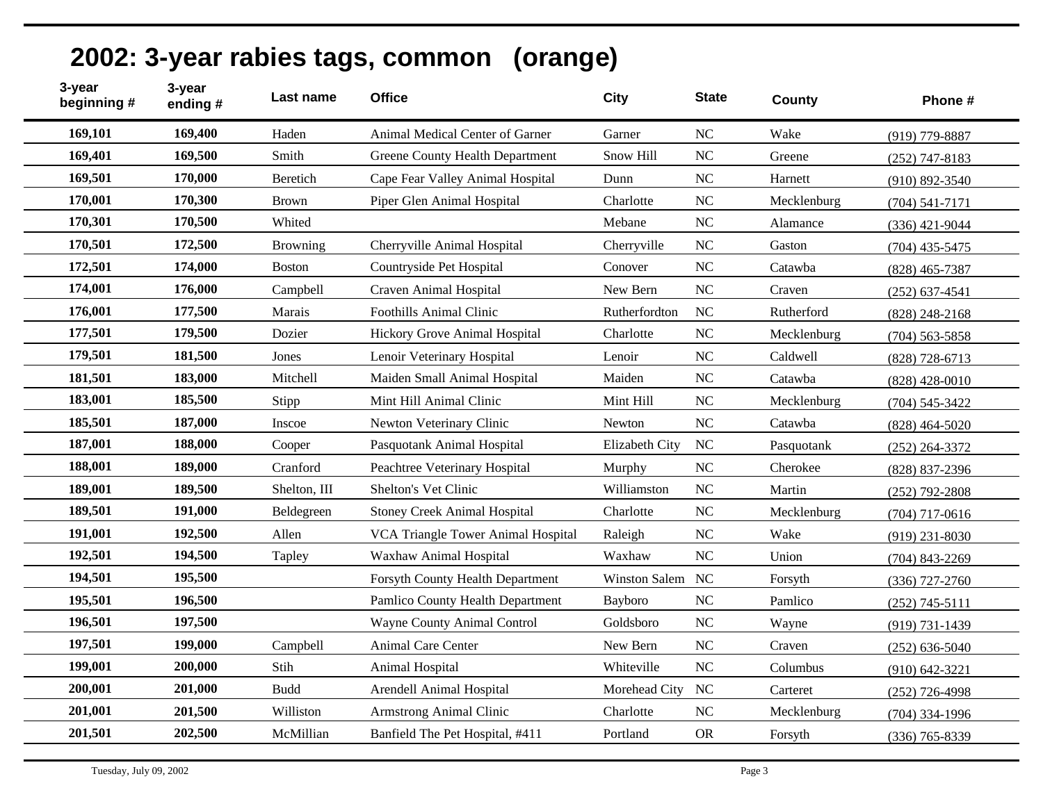# 2002: 3-year rabies tags, common (orange)

| 3-year beginning # | 3-year ending # | Last name | Office | City | State | County | Phone # |
|---|---|---|---|---|---|---|---|
| **169,101** | **169,400** | Haden | Animal Medical Center of Garner | Garner | NC | Wake | (919) 779-8887 |
| **169,401** | **169,500** | Smith | Greene County Health Department | Snow Hill | NC | Greene | (252) 747-8183 |
| **169,501** | **170,000** | Beretich | Cape Fear Valley Animal Hospital | Dunn | NC | Harnett | (910) 892-3540 |
| **170,001** | **170,300** | Brown | Piper Glen Animal Hospital | Charlotte | NC | Mecklenburg | (704) 541-7171 |
| **170,301** | **170,500** | Whited | | Mebane | NC | Alamance | (336) 421-9044 |
| **170,501** | **172,500** | Browning | Cherryville Animal Hospital | Cherryville | NC | Gaston | (704) 435-5475 |
| **172,501** | **174,000** | Boston | Countryside Pet Hospital | Conover | NC | Catawba | (828) 465-7387 |
| **174,001** | **176,000** | Campbell | Craven Animal Hospital | New Bern | NC | Craven | (252) 637-4541 |
| **176,001** | **177,500** | Marais | Foothills Animal Clinic | Rutherfordton | NC | Rutherford | (828) 248-2168 |
| **177,501** | **179,500** | Dozier | Hickory Grove Animal Hospital | Charlotte | NC | Mecklenburg | (704) 563-5858 |
| **179,501** | **181,500** | Jones | Lenoir Veterinary Hospital | Lenoir | NC | Caldwell | (828) 728-6713 |
| **181,501** | **183,000** | Mitchell | Maiden Small Animal Hospital | Maiden | NC | Catawba | (828) 428-0010 |
| **183,001** | **185,500** | Stipp | Mint Hill Animal Clinic | Mint Hill | NC | Mecklenburg | (704) 545-3422 |
| **185,501** | **187,000** | Inscoe | Newton Veterinary Clinic | Newton | NC | Catawba | (828) 464-5020 |
| **187,001** | **188,000** | Cooper | Pasquotank Animal Hospital | Elizabeth City | NC | Pasquotank | (252) 264-3372 |
| **188,001** | **189,000** | Cranford | Peachtree Veterinary Hospital | Murphy | NC | Cherokee | (828) 837-2396 |
| **189,001** | **189,500** | Shelton, III | Shelton's Vet Clinic | Williamston | NC | Martin | (252) 792-2808 |
| **189,501** | **191,000** | Beldegreen | Stoney Creek Animal Hospital | Charlotte | NC | Mecklenburg | (704) 717-0616 |
| **191,001** | **192,500** | Allen | VCA Triangle Tower Animal Hospital | Raleigh | NC | Wake | (919) 231-8030 |
| **192,501** | **194,500** | Tapley | Waxhaw Animal Hospital | Waxhaw | NC | Union | (704) 843-2269 |
| **194,501** | **195,500** | | Forsyth County Health Department | Winston Salem | NC | Forsyth | (336) 727-2760 |
| **195,501** | **196,500** | | Pamlico County Health Department | Bayboro | NC | Pamlico | (252) 745-5111 |
| **196,501** | **197,500** | | Wayne County Animal Control | Goldsboro | NC | Wayne | (919) 731-1439 |
| **197,501** | **199,000** | Campbell | Animal Care Center | New Bern | NC | Craven | (252) 636-5040 |
| **199,001** | **200,000** | Stih | Animal Hospital | Whiteville | NC | Columbus | (910) 642-3221 |
| **200,001** | **201,000** | Budd | Arendell Animal Hospital | Morehead City | NC | Carteret | (252) 726-4998 |
| **201,001** | **201,500** | Williston | Armstrong Animal Clinic | Charlotte | NC | Mecklenburg | (704) 334-1996 |
| **201,501** | **202,500** | McMillian | Banfield The Pet Hospital, #411 | Portland | OR | Forsyth | (336) 765-8339 |

Tuesday, July 09, 2002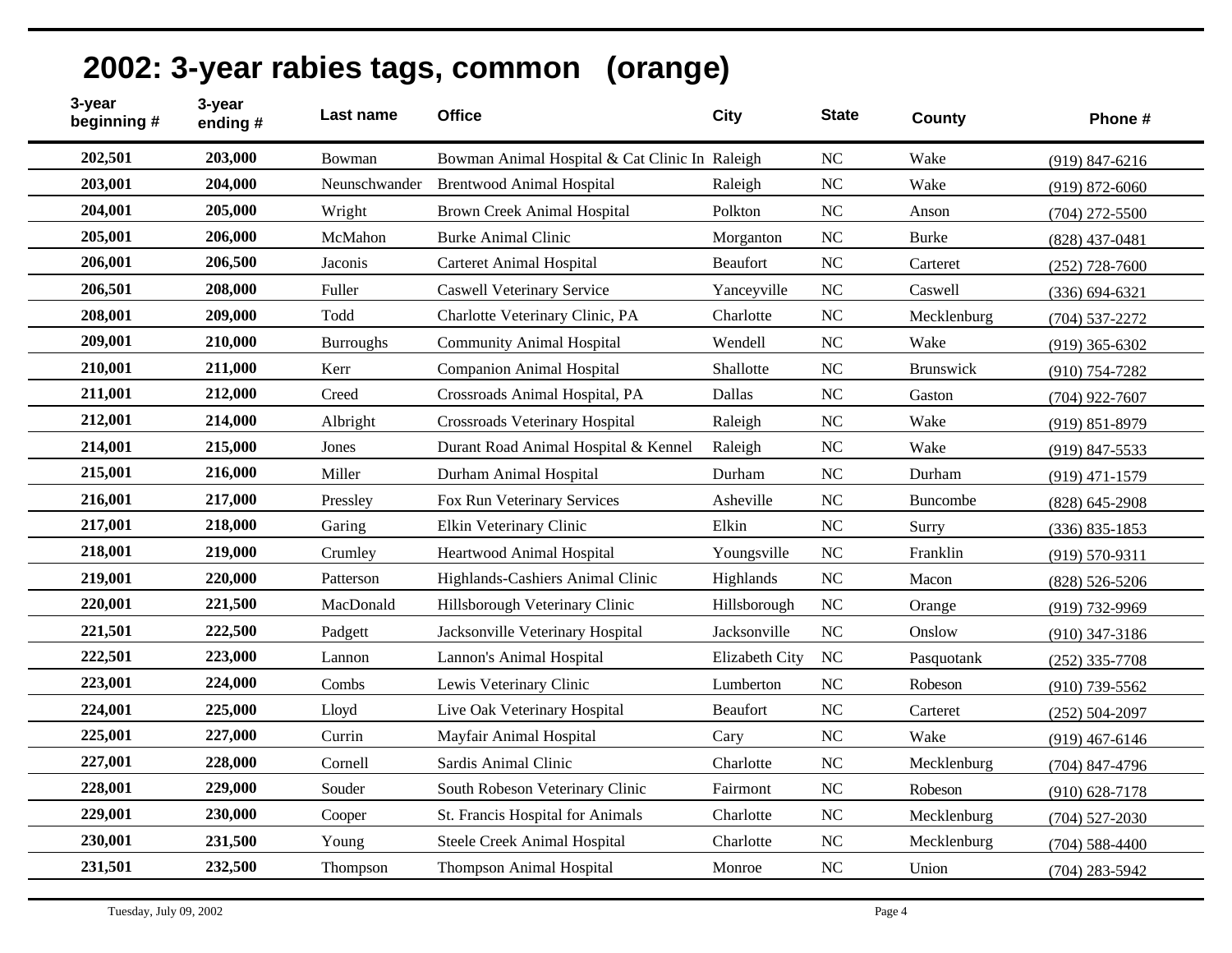# 2002: 3-year rabies tags, common (orange)

| 3-year beginning # | 3-year ending # | Last name | Office | City | State | County | Phone # |
|---|---|---|---|---|---|---|---|
| 202,501 | 203,000 | Bowman | Bowman Animal Hospital & Cat Clinic In | Raleigh | NC | Wake | (919) 847-6216 |
| 203,001 | 204,000 | Neunschwander | Brentwood Animal Hospital | Raleigh | NC | Wake | (919) 872-6060 |
| 204,001 | 205,000 | Wright | Brown Creek Animal Hospital | Polkton | NC | Anson | (704) 272-5500 |
| 205,001 | 206,000 | McMahon | Burke Animal Clinic | Morganton | NC | Burke | (828) 437-0481 |
| 206,001 | 206,500 | Jaconis | Carteret Animal Hospital | Beaufort | NC | Carteret | (252) 728-7600 |
| 206,501 | 208,000 | Fuller | Caswell Veterinary Service | Yanceyville | NC | Caswell | (336) 694-6321 |
| 208,001 | 209,000 | Todd | Charlotte Veterinary Clinic, PA | Charlotte | NC | Mecklenburg | (704) 537-2272 |
| 209,001 | 210,000 | Burroughs | Community Animal Hospital | Wendell | NC | Wake | (919) 365-6302 |
| 210,001 | 211,000 | Kerr | Companion Animal Hospital | Shallotte | NC | Brunswick | (910) 754-7282 |
| 211,001 | 212,000 | Creed | Crossroads Animal Hospital, PA | Dallas | NC | Gaston | (704) 922-7607 |
| 212,001 | 214,000 | Albright | Crossroads Veterinary Hospital | Raleigh | NC | Wake | (919) 851-8979 |
| 214,001 | 215,000 | Jones | Durant Road Animal Hospital & Kennel | Raleigh | NC | Wake | (919) 847-5533 |
| 215,001 | 216,000 | Miller | Durham Animal Hospital | Durham | NC | Durham | (919) 471-1579 |
| 216,001 | 217,000 | Pressley | Fox Run Veterinary Services | Asheville | NC | Buncombe | (828) 645-2908 |
| 217,001 | 218,000 | Garing | Elkin Veterinary Clinic | Elkin | NC | Surry | (336) 835-1853 |
| 218,001 | 219,000 | Crumley | Heartwood Animal Hospital | Youngsville | NC | Franklin | (919) 570-9311 |
| 219,001 | 220,000 | Patterson | Highlands-Cashiers Animal Clinic | Highlands | NC | Macon | (828) 526-5206 |
| 220,001 | 221,500 | MacDonald | Hillsborough Veterinary Clinic | Hillsborough | NC | Orange | (919) 732-9969 |
| 221,501 | 222,500 | Padgett | Jacksonville Veterinary Hospital | Jacksonville | NC | Onslow | (910) 347-3186 |
| 222,501 | 223,000 | Lannon | Lannon's Animal Hospital | Elizabeth City | NC | Pasquotank | (252) 335-7708 |
| 223,001 | 224,000 | Combs | Lewis Veterinary Clinic | Lumberton | NC | Robeson | (910) 739-5562 |
| 224,001 | 225,000 | Lloyd | Live Oak Veterinary Hospital | Beaufort | NC | Carteret | (252) 504-2097 |
| 225,001 | 227,000 | Currin | Mayfair Animal Hospital | Cary | NC | Wake | (919) 467-6146 |
| 227,001 | 228,000 | Cornell | Sardis Animal Clinic | Charlotte | NC | Mecklenburg | (704) 847-4796 |
| 228,001 | 229,000 | Souder | South Robeson Veterinary Clinic | Fairmont | NC | Robeson | (910) 628-7178 |
| 229,001 | 230,000 | Cooper | St. Francis Hospital for Animals | Charlotte | NC | Mecklenburg | (704) 527-2030 |
| 230,001 | 231,500 | Young | Steele Creek Animal Hospital | Charlotte | NC | Mecklenburg | (704) 588-4400 |
| 231,501 | 232,500 | Thompson | Thompson Animal Hospital | Monroe | NC | Union | (704) 283-5942 |

Tuesday, July 09, 2002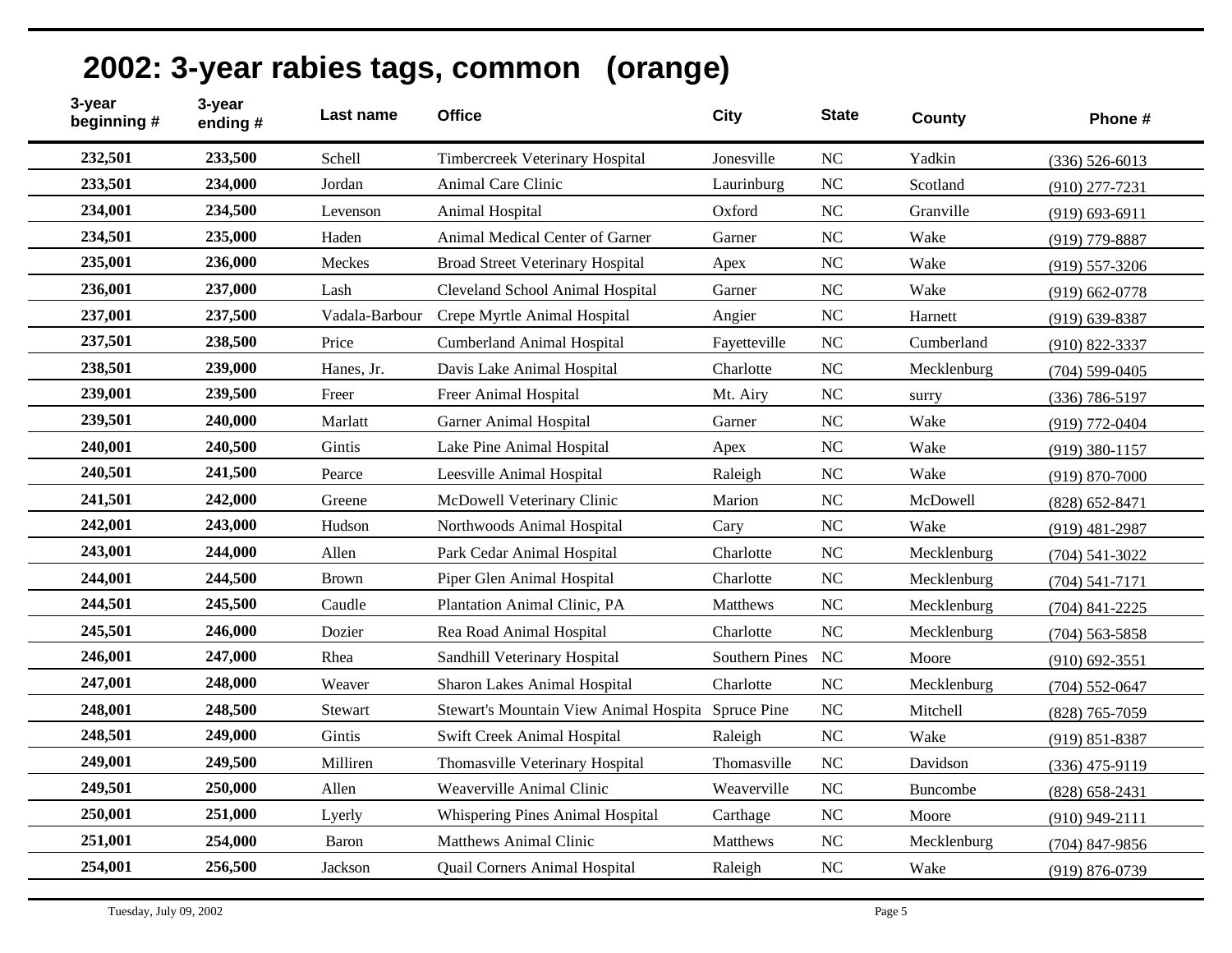# 2002: 3-year rabies tags, common (orange)

| 3-year beginning # | 3-year ending # | Last name | Office | City | State | County | Phone # |
|---|---|---|---|---|---|---|---|
| 232,501 | 233,500 | Schell | Timbercreek Veterinary Hospital | Jonesville | NC | Yadkin | (336) 526-6013 |
| 233,501 | 234,000 | Jordan | Animal Care Clinic | Laurinburg | NC | Scotland | (910) 277-7231 |
| 234,001 | 234,500 | Levenson | Animal Hospital | Oxford | NC | Granville | (919) 693-6911 |
| 234,501 | 235,000 | Haden | Animal Medical Center of Garner | Garner | NC | Wake | (919) 779-8887 |
| 235,001 | 236,000 | Meckes | Broad Street Veterinary Hospital | Apex | NC | Wake | (919) 557-3206 |
| 236,001 | 237,000 | Lash | Cleveland School Animal Hospital | Garner | NC | Wake | (919) 662-0778 |
| 237,001 | 237,500 | Vadala-Barbour | Crepe Myrtle Animal Hospital | Angier | NC | Harnett | (919) 639-8387 |
| 237,501 | 238,500 | Price | Cumberland Animal Hospital | Fayetteville | NC | Cumberland | (910) 822-3337 |
| 238,501 | 239,000 | Hanes, Jr. | Davis Lake Animal Hospital | Charlotte | NC | Mecklenburg | (704) 599-0405 |
| 239,001 | 239,500 | Freer | Freer Animal Hospital | Mt. Airy | NC | surry | (336) 786-5197 |
| 239,501 | 240,000 | Marlatt | Garner Animal Hospital | Garner | NC | Wake | (919) 772-0404 |
| 240,001 | 240,500 | Gintis | Lake Pine Animal Hospital | Apex | NC | Wake | (919) 380-1157 |
| 240,501 | 241,500 | Pearce | Leesville Animal Hospital | Raleigh | NC | Wake | (919) 870-7000 |
| 241,501 | 242,000 | Greene | McDowell Veterinary Clinic | Marion | NC | McDowell | (828) 652-8471 |
| 242,001 | 243,000 | Hudson | Northwoods Animal Hospital | Cary | NC | Wake | (919) 481-2987 |
| 243,001 | 244,000 | Allen | Park Cedar Animal Hospital | Charlotte | NC | Mecklenburg | (704) 541-3022 |
| 244,001 | 244,500 | Brown | Piper Glen Animal Hospital | Charlotte | NC | Mecklenburg | (704) 541-7171 |
| 244,501 | 245,500 | Caudle | Plantation Animal Clinic, PA | Matthews | NC | Mecklenburg | (704) 841-2225 |
| 245,501 | 246,000 | Dozier | Rea Road Animal Hospital | Charlotte | NC | Mecklenburg | (704) 563-5858 |
| 246,001 | 247,000 | Rhea | Sandhill Veterinary Hospital | Southern Pines | NC | Moore | (910) 692-3551 |
| 247,001 | 248,000 | Weaver | Sharon Lakes Animal Hospital | Charlotte | NC | Mecklenburg | (704) 552-0647 |
| 248,001 | 248,500 | Stewart | Stewart's Mountain View Animal Hospita | Spruce Pine | NC | Mitchell | (828) 765-7059 |
| 248,501 | 249,000 | Gintis | Swift Creek Animal Hospital | Raleigh | NC | Wake | (919) 851-8387 |
| 249,001 | 249,500 | Milliren | Thomasville Veterinary Hospital | Thomasville | NC | Davidson | (336) 475-9119 |
| 249,501 | 250,000 | Allen | Weaverville Animal Clinic | Weaverville | NC | Buncombe | (828) 658-2431 |
| 250,001 | 251,000 | Lyerly | Whispering Pines Animal Hospital | Carthage | NC | Moore | (910) 949-2111 |
| 251,001 | 254,000 | Baron | Matthews Animal Clinic | Matthews | NC | Mecklenburg | (704) 847-9856 |
| 254,001 | 256,500 | Jackson | Quail Corners Animal Hospital | Raleigh | NC | Wake | (919) 876-0739 |

Tuesday, July 09, 2002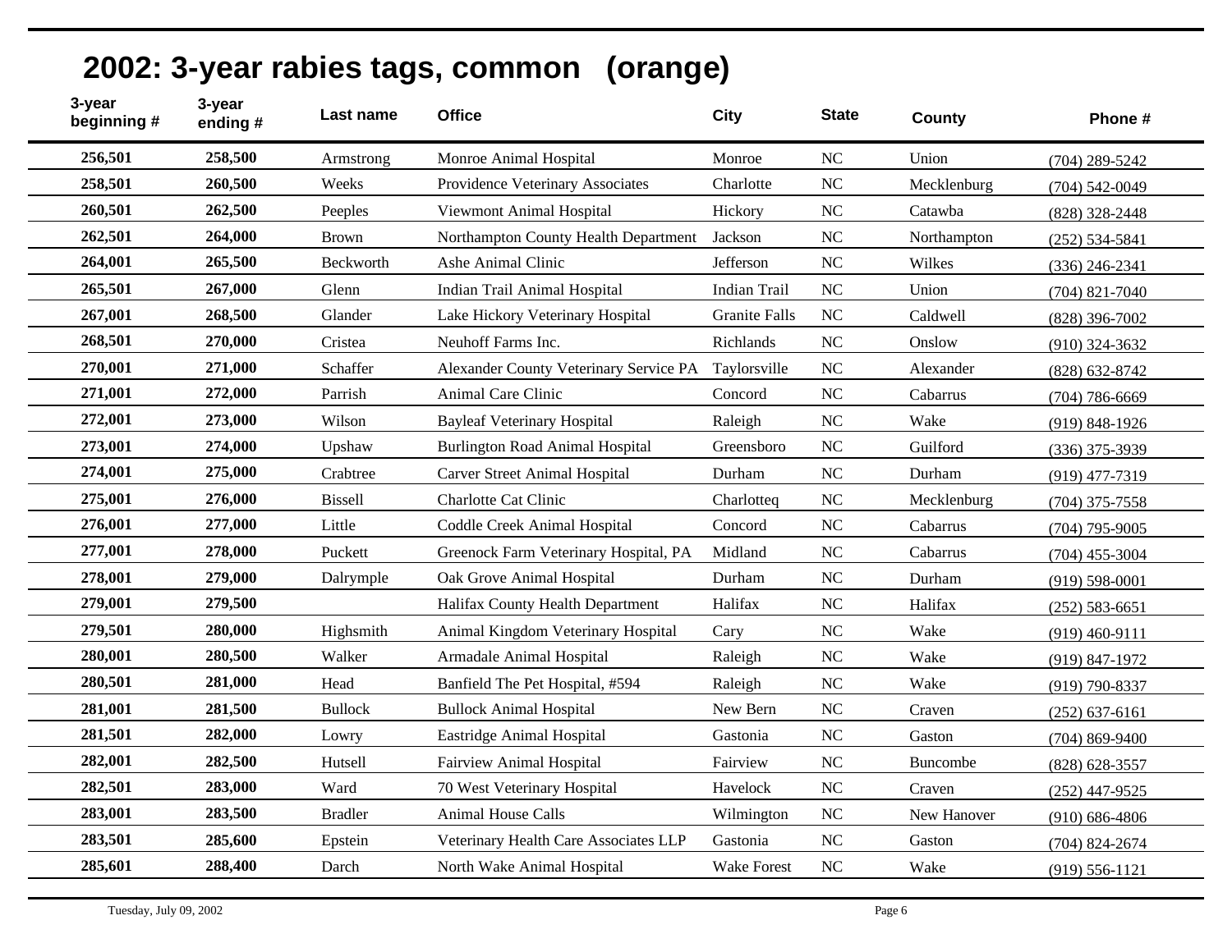# 2002: 3-year rabies tags, common (orange)

| 3-year beginning # | 3-year ending # | Last name | Office | City | State | County | Phone # |
|---|---|---|---|---|---|---|---|
| 256,501 | 258,500 | Armstrong | Monroe Animal Hospital | Monroe | NC | Union | (704) 289-5242 |
| 258,501 | 260,500 | Weeks | Providence Veterinary Associates | Charlotte | NC | Mecklenburg | (704) 542-0049 |
| 260,501 | 262,500 | Peeples | Viewmont Animal Hospital | Hickory | NC | Catawba | (828) 328-2448 |
| 262,501 | 264,000 | Brown | Northampton County Health Department | Jackson | NC | Northampton | (252) 534-5841 |
| 264,001 | 265,500 | Beckworth | Ashe Animal Clinic | Jefferson | NC | Wilkes | (336) 246-2341 |
| 265,501 | 267,000 | Glenn | Indian Trail Animal Hospital | Indian Trail | NC | Union | (704) 821-7040 |
| 267,001 | 268,500 | Glander | Lake Hickory Veterinary Hospital | Granite Falls | NC | Caldwell | (828) 396-7002 |
| 268,501 | 270,000 | Cristea | Neuhoff Farms Inc. | Richlands | NC | Onslow | (910) 324-3632 |
| 270,001 | 271,000 | Schaffer | Alexander County Veterinary Service PA | Taylorsville | NC | Alexander | (828) 632-8742 |
| 271,001 | 272,000 | Parrish | Animal Care Clinic | Concord | NC | Cabarrus | (704) 786-6669 |
| 272,001 | 273,000 | Wilson | Bayleaf Veterinary Hospital | Raleigh | NC | Wake | (919) 848-1926 |
| 273,001 | 274,000 | Upshaw | Burlington Road Animal Hospital | Greensboro | NC | Guilford | (336) 375-3939 |
| 274,001 | 275,000 | Crabtree | Carver Street Animal Hospital | Durham | NC | Durham | (919) 477-7319 |
| 275,001 | 276,000 | Bissell | Charlotte Cat Clinic | Charlotteq | NC | Mecklenburg | (704) 375-7558 |
| 276,001 | 277,000 | Little | Coddle Creek Animal Hospital | Concord | NC | Cabarrus | (704) 795-9005 |
| 277,001 | 278,000 | Puckett | Greenock Farm Veterinary Hospital, PA | Midland | NC | Cabarrus | (704) 455-3004 |
| 278,001 | 279,000 | Dalrymple | Oak Grove Animal Hospital | Durham | NC | Durham | (919) 598-0001 |
| 279,001 | 279,500 | | Halifax County Health Department | Halifax | NC | Halifax | (252) 583-6651 |
| 279,501 | 280,000 | Highsmith | Animal Kingdom Veterinary Hospital | Cary | NC | Wake | (919) 460-9111 |
| 280,001 | 280,500 | Walker | Armadale Animal Hospital | Raleigh | NC | Wake | (919) 847-1972 |
| 280,501 | 281,000 | Head | Banfield The Pet Hospital, #594 | Raleigh | NC | Wake | (919) 790-8337 |
| 281,001 | 281,500 | Bullock | Bullock Animal Hospital | New Bern | NC | Craven | (252) 637-6161 |
| 281,501 | 282,000 | Lowry | Eastridge Animal Hospital | Gastonia | NC | Gaston | (704) 869-9400 |
| 282,001 | 282,500 | Hutsell | Fairview Animal Hospital | Fairview | NC | Buncombe | (828) 628-3557 |
| 282,501 | 283,000 | Ward | 70 West Veterinary Hospital | Havelock | NC | Craven | (252) 447-9525 |
| 283,001 | 283,500 | Bradler | Animal House Calls | Wilmington | NC | New Hanover | (910) 686-4806 |
| 283,501 | 285,600 | Epstein | Veterinary Health Care Associates LLP | Gastonia | NC | Gaston | (704) 824-2674 |
| 285,601 | 288,400 | Darch | North Wake Animal Hospital | Wake Forest | NC | Wake | (919) 556-1121 |

Tuesday, July 09, 2002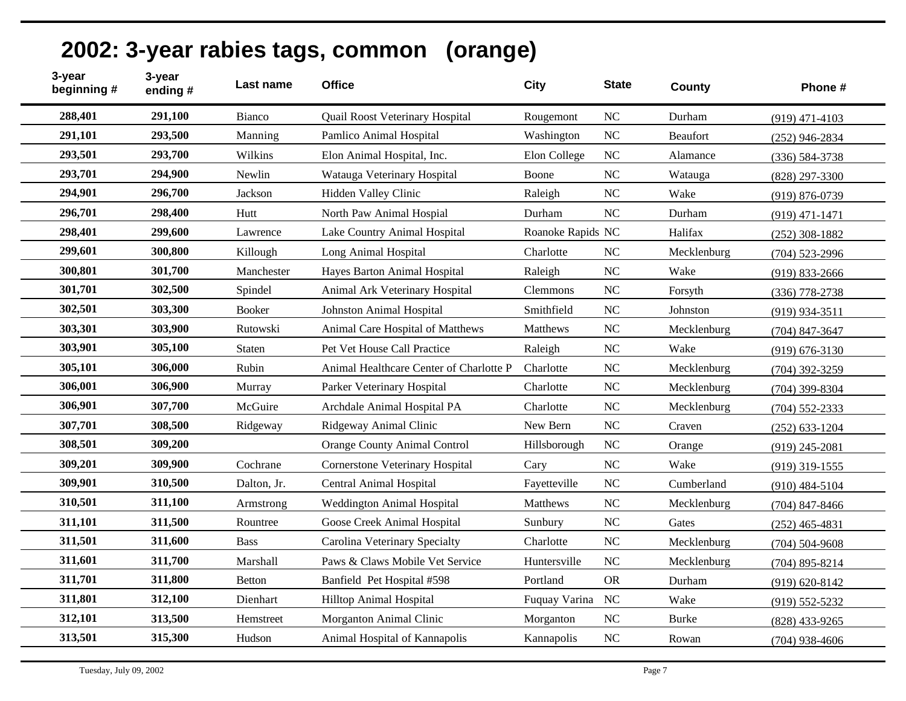# 2002: 3-year rabies tags, common (orange)

| 3-year beginning # | 3-year ending # | Last name | Office | City | State | County | Phone # |
|---|---|---|---|---|---|---|---|
| 288,401 | 291,100 | Bianco | Quail Roost Veterinary Hospital | Rougemont | NC | Durham | (919) 471-4103 |
| 291,101 | 293,500 | Manning | Pamlico Animal Hospital | Washington | NC | Beaufort | (252) 946-2834 |
| 293,501 | 293,700 | Wilkins | Elon Animal Hospital, Inc. | Elon College | NC | Alamance | (336) 584-3738 |
| 293,701 | 294,900 | Newlin | Watauga Veterinary Hospital | Boone | NC | Watauga | (828) 297-3300 |
| 294,901 | 296,700 | Jackson | Hidden Valley Clinic | Raleigh | NC | Wake | (919) 876-0739 |
| 296,701 | 298,400 | Hutt | North Paw Animal Hospial | Durham | NC | Durham | (919) 471-1471 |
| 298,401 | 299,600 | Lawrence | Lake Country Animal Hospital | Roanoke Rapids | NC | Halifax | (252) 308-1882 |
| 299,601 | 300,800 | Killough | Long Animal Hospital | Charlotte | NC | Mecklenburg | (704) 523-2996 |
| 300,801 | 301,700 | Manchester | Hayes Barton Animal Hospital | Raleigh | NC | Wake | (919) 833-2666 |
| 301,701 | 302,500 | Spindel | Animal Ark Veterinary Hospital | Clemmons | NC | Forsyth | (336) 778-2738 |
| 302,501 | 303,300 | Booker | Johnston Animal Hospital | Smithfield | NC | Johnston | (919) 934-3511 |
| 303,301 | 303,900 | Rutowski | Animal Care Hospital of Matthews | Matthews | NC | Mecklenburg | (704) 847-3647 |
| 303,901 | 305,100 | Staten | Pet Vet House Call Practice | Raleigh | NC | Wake | (919) 676-3130 |
| 305,101 | 306,000 | Rubin | Animal Healthcare Center of Charlotte P | Charlotte | NC | Mecklenburg | (704) 392-3259 |
| 306,001 | 306,900 | Murray | Parker Veterinary Hospital | Charlotte | NC | Mecklenburg | (704) 399-8304 |
| 306,901 | 307,700 | McGuire | Archdale Animal Hospital PA | Charlotte | NC | Mecklenburg | (704) 552-2333 |
| 307,701 | 308,500 | Ridgeway | Ridgeway Animal Clinic | New Bern | NC | Craven | (252) 633-1204 |
| 308,501 | 309,200 | | Orange County Animal Control | Hillsborough | NC | Orange | (919) 245-2081 |
| 309,201 | 309,900 | Cochrane | Cornerstone Veterinary Hospital | Cary | NC | Wake | (919) 319-1555 |
| 309,901 | 310,500 | Dalton, Jr. | Central Animal Hospital | Fayetteville | NC | Cumberland | (910) 484-5104 |
| 310,501 | 311,100 | Armstrong | Weddington Animal Hospital | Matthews | NC | Mecklenburg | (704) 847-8466 |
| 311,101 | 311,500 | Rountree | Goose Creek Animal Hospital | Sunbury | NC | Gates | (252) 465-4831 |
| 311,501 | 311,600 | Bass | Carolina Veterinary Specialty | Charlotte | NC | Mecklenburg | (704) 504-9608 |
| 311,601 | 311,700 | Marshall | Paws & Claws Mobile Vet Service | Huntersville | NC | Mecklenburg | (704) 895-8214 |
| 311,701 | 311,800 | Betton | Banfield Pet Hospital #598 | Portland | OR | Durham | (919) 620-8142 |
| 311,801 | 312,100 | Dienhart | Hilltop Animal Hospital | Fuquay Varina | NC | Wake | (919) 552-5232 |
| 312,101 | 313,500 | Hemstreet | Morganton Animal Clinic | Morganton | NC | Burke | (828) 433-9265 |
| 313,501 | 315,300 | Hudson | Animal Hospital of Kannapolis | Kannapolis | NC | Rowan | (704) 938-4606 |

Tuesday, July 09, 2002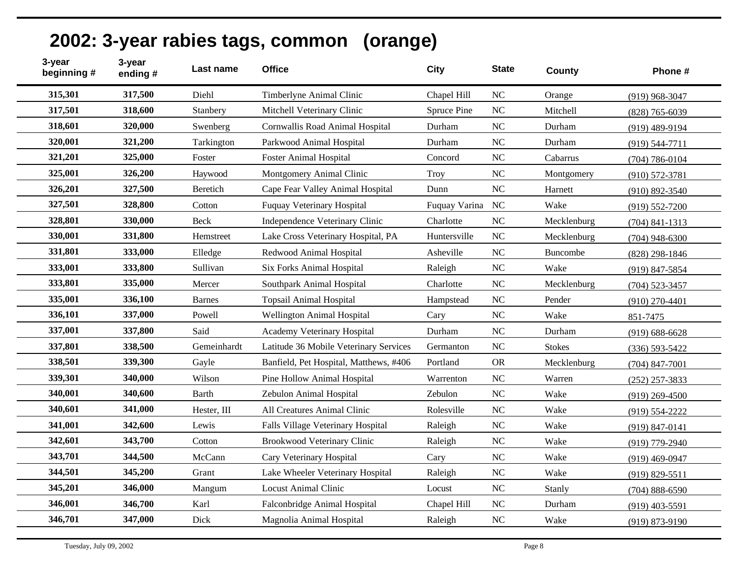## 2002: 3-year rabies tags, common (orange)

| 3-year beginning # | 3-year ending # | Last name | Office | City | State | County | Phone # |
|---|---|---|---|---|---|---|---|
| 315,301 | 317,500 | Diehl | Timberlyne Animal Clinic | Chapel Hill | NC | Orange | (919) 968-3047 |
| 317,501 | 318,600 | Stanbery | Mitchell Veterinary Clinic | Spruce Pine | NC | Mitchell | (828) 765-6039 |
| 318,601 | 320,000 | Swenberg | Cornwallis Road Animal Hospital | Durham | NC | Durham | (919) 489-9194 |
| 320,001 | 321,200 | Tarkington | Parkwood Animal Hospital | Durham | NC | Durham | (919) 544-7711 |
| 321,201 | 325,000 | Foster | Foster Animal Hospital | Concord | NC | Cabarrus | (704) 786-0104 |
| 325,001 | 326,200 | Haywood | Montgomery Animal Clinic | Troy | NC | Montgomery | (910) 572-3781 |
| 326,201 | 327,500 | Beretich | Cape Fear Valley Animal Hospital | Dunn | NC | Harnett | (910) 892-3540 |
| 327,501 | 328,800 | Cotton | Fuquay Veterinary Hospital | Fuquay Varina | NC | Wake | (919) 552-7200 |
| 328,801 | 330,000 | Beck | Independence Veterinary Clinic | Charlotte | NC | Mecklenburg | (704) 841-1313 |
| 330,001 | 331,800 | Hemstreet | Lake Cross Veterinary Hospital, PA | Huntersville | NC | Mecklenburg | (704) 948-6300 |
| 331,801 | 333,000 | Elledge | Redwood Animal Hospital | Asheville | NC | Buncombe | (828) 298-1846 |
| 333,001 | 333,800 | Sullivan | Six Forks Animal Hospital | Raleigh | NC | Wake | (919) 847-5854 |
| 333,801 | 335,000 | Mercer | Southpark Animal Hospital | Charlotte | NC | Mecklenburg | (704) 523-3457 |
| 335,001 | 336,100 | Barnes | Topsail Animal Hospital | Hampstead | NC | Pender | (910) 270-4401 |
| 336,101 | 337,000 | Powell | Wellington Animal Hospital | Cary | NC | Wake | 851-7475 |
| 337,001 | 337,800 | Said | Academy Veterinary Hospital | Durham | NC | Durham | (919) 688-6628 |
| 337,801 | 338,500 | Gemeinhardt | Latitude 36 Mobile Veterinary Services | Germanton | NC | Stokes | (336) 593-5422 |
| 338,501 | 339,300 | Gayle | Banfield, Pet Hospital, Matthews, #406 | Portland | OR | Mecklenburg | (704) 847-7001 |
| 339,301 | 340,000 | Wilson | Pine Hollow Animal Hospital | Warrenton | NC | Warren | (252) 257-3833 |
| 340,001 | 340,600 | Barth | Zebulon Animal Hospital | Zebulon | NC | Wake | (919) 269-4500 |
| 340,601 | 341,000 | Hester, III | All Creatures Animal Clinic | Rolesville | NC | Wake | (919) 554-2222 |
| 341,001 | 342,600 | Lewis | Falls Village Veterinary Hospital | Raleigh | NC | Wake | (919) 847-0141 |
| 342,601 | 343,700 | Cotton | Brookwood Veterinary Clinic | Raleigh | NC | Wake | (919) 779-2940 |
| 343,701 | 344,500 | McCann | Cary Veterinary Hospital | Cary | NC | Wake | (919) 469-0947 |
| 344,501 | 345,200 | Grant | Lake Wheeler Veterinary Hospital | Raleigh | NC | Wake | (919) 829-5511 |
| 345,201 | 346,000 | Mangum | Locust Animal Clinic | Locust | NC | Stanly | (704) 888-6590 |
| 346,001 | 346,700 | Karl | Falconbridge Animal Hospital | Chapel Hill | NC | Durham | (919) 403-5591 |
| 346,701 | 347,000 | Dick | Magnolia Animal Hospital | Raleigh | NC | Wake | (919) 873-9190 |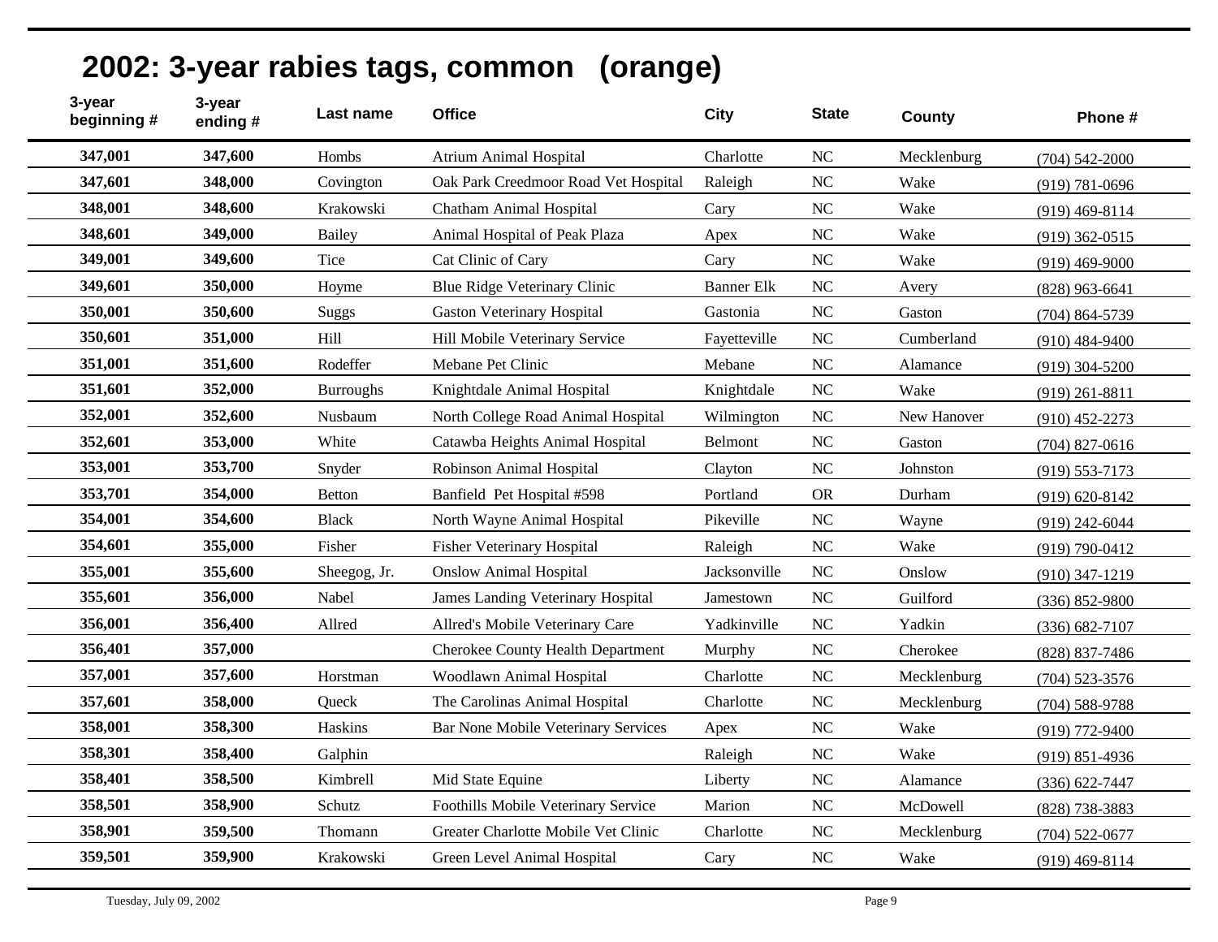## 2002: 3-year rabies tags, common (orange)

| 3-year beginning # | 3-year ending # | Last name | Office | City | State | County | Phone # |
|---|---|---|---|---|---|---|---|
| **347,001** | **347,600** | Hombs | Atrium Animal Hospital | Charlotte | NC | Mecklenburg | (704) 542-2000 |
| **347,601** | **348,000** | Covington | Oak Park Creedmoor Road Vet Hospital | Raleigh | NC | Wake | (919) 781-0696 |
| **348,001** | **348,600** | Krakowski | Chatham Animal Hospital | Cary | NC | Wake | (919) 469-8114 |
| **348,601** | **349,000** | Bailey | Animal Hospital of Peak Plaza | Apex | NC | Wake | (919) 362-0515 |
| **349,001** | **349,600** | Tice | Cat Clinic of Cary | Cary | NC | Wake | (919) 469-9000 |
| **349,601** | **350,000** | Hoyme | Blue Ridge Veterinary Clinic | Banner Elk | NC | Avery | (828) 963-6641 |
| **350,001** | **350,600** | Suggs | Gaston Veterinary Hospital | Gastonia | NC | Gaston | (704) 864-5739 |
| **350,601** | **351,000** | Hill | Hill Mobile Veterinary Service | Fayetteville | NC | Cumberland | (910) 484-9400 |
| **351,001** | **351,600** | Rodeffer | Mebane Pet Clinic | Mebane | NC | Alamance | (919) 304-5200 |
| **351,601** | **352,000** | Burroughs | Knightdale Animal Hospital | Knightdale | NC | Wake | (919) 261-8811 |
| **352,001** | **352,600** | Nusbaum | North College Road Animal Hospital | Wilmington | NC | New Hanover | (910) 452-2273 |
| **352,601** | **353,000** | White | Catawba Heights Animal Hospital | Belmont | NC | Gaston | (704) 827-0616 |
| **353,001** | **353,700** | Snyder | Robinson Animal Hospital | Clayton | NC | Johnston | (919) 553-7173 |
| **353,701** | **354,000** | Betton | Banfield Pet Hospital #598 | Portland | OR | Durham | (919) 620-8142 |
| **354,001** | **354,600** | Black | North Wayne Animal Hospital | Pikeville | NC | Wayne | (919) 242-6044 |
| **354,601** | **355,000** | Fisher | Fisher Veterinary Hospital | Raleigh | NC | Wake | (919) 790-0412 |
| **355,001** | **355,600** | Sheegog, Jr. | Onslow Animal Hospital | Jacksonville | NC | Onslow | (910) 347-1219 |
| **355,601** | **356,000** | Nabel | James Landing Veterinary Hospital | Jamestown | NC | Guilford | (336) 852-9800 |
| **356,001** | **356,400** | Allred | Allred's Mobile Veterinary Care | Yadkinville | NC | Yadkin | (336) 682-7107 |
| **356,401** | **357,000** | | Cherokee County Health Department | Murphy | NC | Cherokee | (828) 837-7486 |
| **357,001** | **357,600** | Horstman | Woodlawn Animal Hospital | Charlotte | NC | Mecklenburg | (704) 523-3576 |
| **357,601** | **358,000** | Queck | The Carolinas Animal Hospital | Charlotte | NC | Mecklenburg | (704) 588-9788 |
| **358,001** | **358,300** | Haskins | Bar None Mobile Veterinary Services | Apex | NC | Wake | (919) 772-9400 |
| **358,301** | **358,400** | Galphin | | Raleigh | NC | Wake | (919) 851-4936 |
| **358,401** | **358,500** | Kimbrell | Mid State Equine | Liberty | NC | Alamance | (336) 622-7447 |
| **358,501** | **358,900** | Schutz | Foothills Mobile Veterinary Service | Marion | NC | McDowell | (828) 738-3883 |
| **358,901** | **359,500** | Thomann | Greater Charlotte Mobile Vet Clinic | Charlotte | NC | Mecklenburg | (704) 522-0677 |
| **359,501** | **359,900** | Krakowski | Green Level Animal Hospital | Cary | NC | Wake | (919) 469-8114 |

Tuesday, July 09, 2002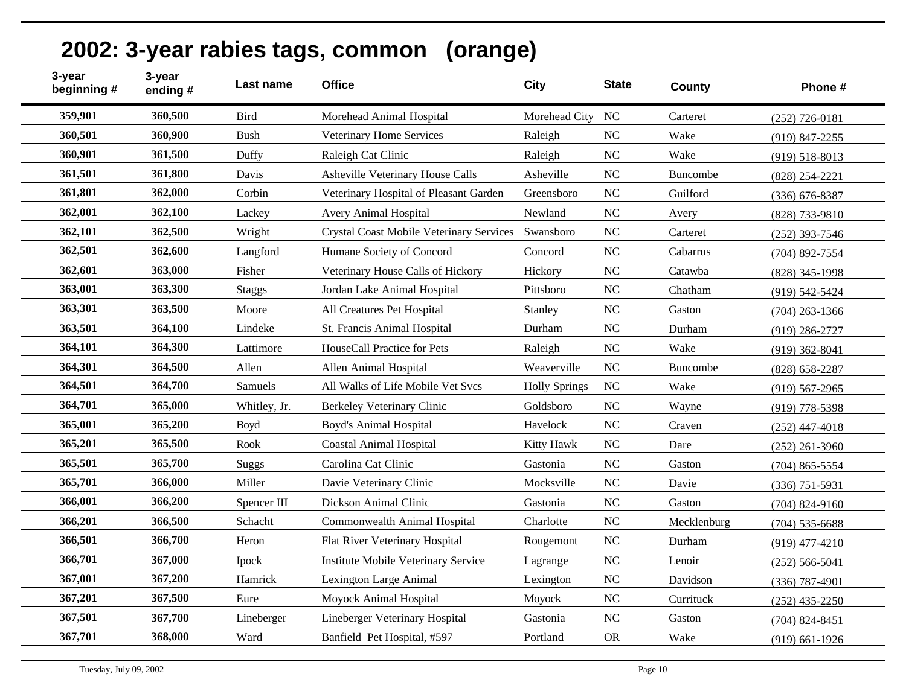## 2002: 3-year rabies tags, common (orange)

| 3-year beginning # | 3-year ending # | Last name | Office | City | State | County | Phone # |
|---|---|---|---|---|---|---|---|
| **359,901** | **360,500** | Bird | Morehead Animal Hospital | Morehead City | NC | Carteret | (252) 726-0181 |
| **360,501** | **360,900** | Bush | Veterinary Home Services | Raleigh | NC | Wake | (919) 847-2255 |
| **360,901** | **361,500** | Duffy | Raleigh Cat Clinic | Raleigh | NC | Wake | (919) 518-8013 |
| **361,501** | **361,800** | Davis | Asheville Veterinary House Calls | Asheville | NC | Buncombe | (828) 254-2221 |
| **361,801** | **362,000** | Corbin | Veterinary Hospital of Pleasant Garden | Greensboro | NC | Guilford | (336) 676-8387 |
| **362,001** | **362,100** | Lackey | Avery Animal Hospital | Newland | NC | Avery | (828) 733-9810 |
| **362,101** | **362,500** | Wright | Crystal Coast Mobile Veterinary Services | Swansboro | NC | Carteret | (252) 393-7546 |
| **362,501** | **362,600** | Langford | Humane Society of Concord | Concord | NC | Cabarrus | (704) 892-7554 |
| **362,601** | **363,000** | Fisher | Veterinary House Calls of Hickory | Hickory | NC | Catawba | (828) 345-1998 |
| **363,001** | **363,300** | Staggs | Jordan Lake Animal Hospital | Pittsboro | NC | Chatham | (919) 542-5424 |
| **363,301** | **363,500** | Moore | All Creatures Pet Hospital | Stanley | NC | Gaston | (704) 263-1366 |
| **363,501** | **364,100** | Lindeke | St. Francis Animal Hospital | Durham | NC | Durham | (919) 286-2727 |
| **364,101** | **364,300** | Lattimore | HouseCall Practice for Pets | Raleigh | NC | Wake | (919) 362-8041 |
| **364,301** | **364,500** | Allen | Allen Animal Hospital | Weaverville | NC | Buncombe | (828) 658-2287 |
| **364,501** | **364,700** | Samuels | All Walks of Life Mobile Vet Svcs | Holly Springs | NC | Wake | (919) 567-2965 |
| **364,701** | **365,000** | Whitley, Jr. | Berkeley Veterinary Clinic | Goldsboro | NC | Wayne | (919) 778-5398 |
| **365,001** | **365,200** | Boyd | Boyd's Animal Hospital | Havelock | NC | Craven | (252) 447-4018 |
| **365,201** | **365,500** | Rook | Coastal Animal Hospital | Kitty Hawk | NC | Dare | (252) 261-3960 |
| **365,501** | **365,700** | Suggs | Carolina Cat Clinic | Gastonia | NC | Gaston | (704) 865-5554 |
| **365,701** | **366,000** | Miller | Davie Veterinary Clinic | Mocksville | NC | Davie | (336) 751-5931 |
| **366,001** | **366,200** | Spencer III | Dickson Animal Clinic | Gastonia | NC | Gaston | (704) 824-9160 |
| **366,201** | **366,500** | Schacht | Commonwealth Animal Hospital | Charlotte | NC | Mecklenburg | (704) 535-6688 |
| **366,501** | **366,700** | Heron | Flat River Veterinary Hospital | Rougemont | NC | Durham | (919) 477-4210 |
| **366,701** | **367,000** | Ipock | Institute Mobile Veterinary Service | Lagrange | NC | Lenoir | (252) 566-5041 |
| **367,001** | **367,200** | Hamrick | Lexington Large Animal | Lexington | NC | Davidson | (336) 787-4901 |
| **367,201** | **367,500** | Eure | Moyock Animal Hospital | Moyock | NC | Currituck | (252) 435-2250 |
| **367,501** | **367,700** | Lineberger | Lineberger Veterinary Hospital | Gastonia | NC | Gaston | (704) 824-8451 |
| **367,701** | **368,000** | Ward | Banfield Pet Hospital, #597 | Portland | OR | Wake | (919) 661-1926 |

Tuesday, July 09, 2002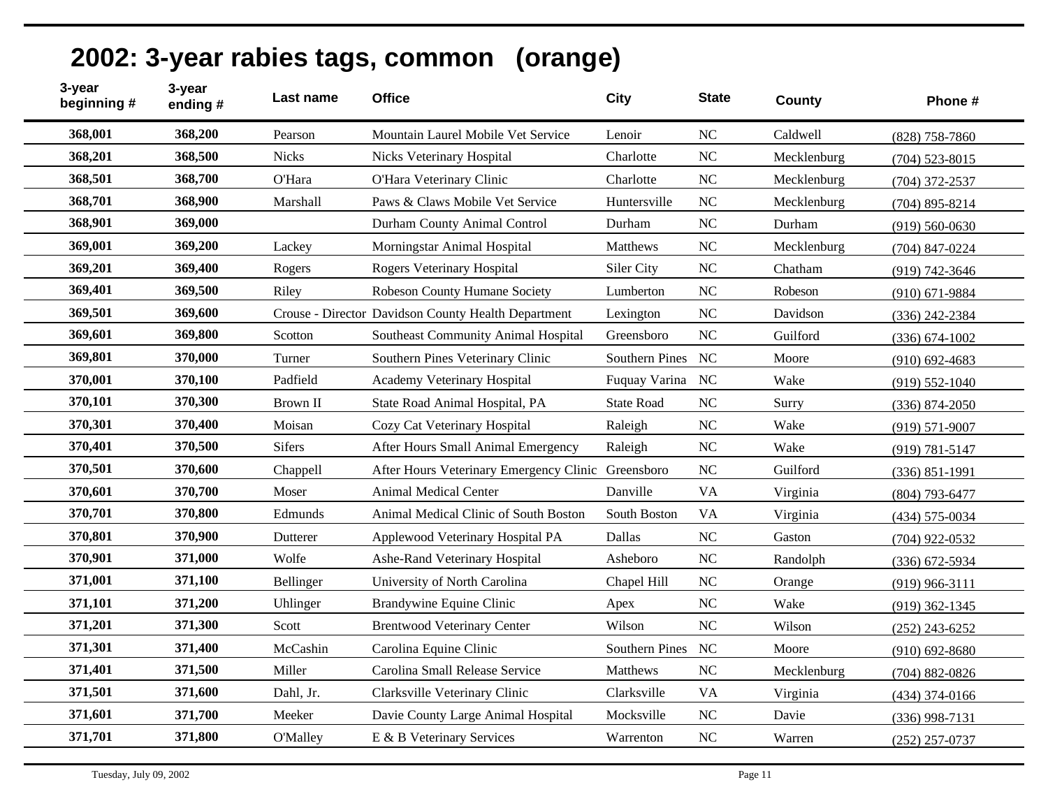# 2002: 3-year rabies tags, common (orange)

| 3-year beginning # | 3-year ending # | Last name | Office | City | State | County | Phone # |
|---|---|---|---|---|---|---|---|
| **368,001** | **368,200** | Pearson | Mountain Laurel Mobile Vet Service | Lenoir | NC | Caldwell | (828) 758-7860 |
| **368,201** | **368,500** | Nicks | Nicks Veterinary Hospital | Charlotte | NC | Mecklenburg | (704) 523-8015 |
| **368,501** | **368,700** | O'Hara | O'Hara Veterinary Clinic | Charlotte | NC | Mecklenburg | (704) 372-2537 |
| **368,701** | **368,900** | Marshall | Paws & Claws Mobile Vet Service | Huntersville | NC | Mecklenburg | (704) 895-8214 |
| **368,901** | **369,000** | | Durham County Animal Control | Durham | NC | Durham | (919) 560-0630 |
| **369,001** | **369,200** | Lackey | Morningstar Animal Hospital | Matthews | NC | Mecklenburg | (704) 847-0224 |
| **369,201** | **369,400** | Rogers | Rogers Veterinary Hospital | Siler City | NC | Chatham | (919) 742-3646 |
| **369,401** | **369,500** | Riley | Robeson County Humane Society | Lumberton | NC | Robeson | (910) 671-9884 |
| **369,501** | **369,600** | Crouse - Director | Davidson County Health Department | Lexington | NC | Davidson | (336) 242-2384 |
| **369,601** | **369,800** | Scotton | Southeast Community Animal Hospital | Greensboro | NC | Guilford | (336) 674-1002 |
| **369,801** | **370,000** | Turner | Southern Pines Veterinary Clinic | Southern Pines | NC | Moore | (910) 692-4683 |
| **370,001** | **370,100** | Padfield | Academy Veterinary Hospital | Fuquay Varina | NC | Wake | (919) 552-1040 |
| **370,101** | **370,300** | Brown II | State Road Animal Hospital, PA | State Road | NC | Surry | (336) 874-2050 |
| **370,301** | **370,400** | Moisan | Cozy Cat Veterinary Hospital | Raleigh | NC | Wake | (919) 571-9007 |
| **370,401** | **370,500** | Sifers | After Hours Small Animal Emergency | Raleigh | NC | Wake | (919) 781-5147 |
| **370,501** | **370,600** | Chappell | After Hours Veterinary Emergency Clinic | Greensboro | NC | Guilford | (336) 851-1991 |
| **370,601** | **370,700** | Moser | Animal Medical Center | Danville | VA | Virginia | (804) 793-6477 |
| **370,701** | **370,800** | Edmunds | Animal Medical Clinic of South Boston | South Boston | VA | Virginia | (434) 575-0034 |
| **370,801** | **370,900** | Dutterer | Applewood Veterinary Hospital PA | Dallas | NC | Gaston | (704) 922-0532 |
| **370,901** | **371,000** | Wolfe | Ashe-Rand Veterinary Hospital | Asheboro | NC | Randolph | (336) 672-5934 |
| **371,001** | **371,100** | Bellinger | University of North Carolina | Chapel Hill | NC | Orange | (919) 966-3111 |
| **371,101** | **371,200** | Uhlinger | Brandywine Equine Clinic | Apex | NC | Wake | (919) 362-1345 |
| **371,201** | **371,300** | Scott | Brentwood Veterinary Center | Wilson | NC | Wilson | (252) 243-6252 |
| **371,301** | **371,400** | McCashin | Carolina Equine Clinic | Southern Pines | NC | Moore | (910) 692-8680 |
| **371,401** | **371,500** | Miller | Carolina Small Release Service | Matthews | NC | Mecklenburg | (704) 882-0826 |
| **371,501** | **371,600** | Dahl, Jr. | Clarksville Veterinary Clinic | Clarksville | VA | Virginia | (434) 374-0166 |
| **371,601** | **371,700** | Meeker | Davie County Large Animal Hospital | Mocksville | NC | Davie | (336) 998-7131 |
| **371,701** | **371,800** | O'Malley | E & B Veterinary Services | Warrenton | NC | Warren | (252) 257-0737 |

Tuesday, July 09, 2002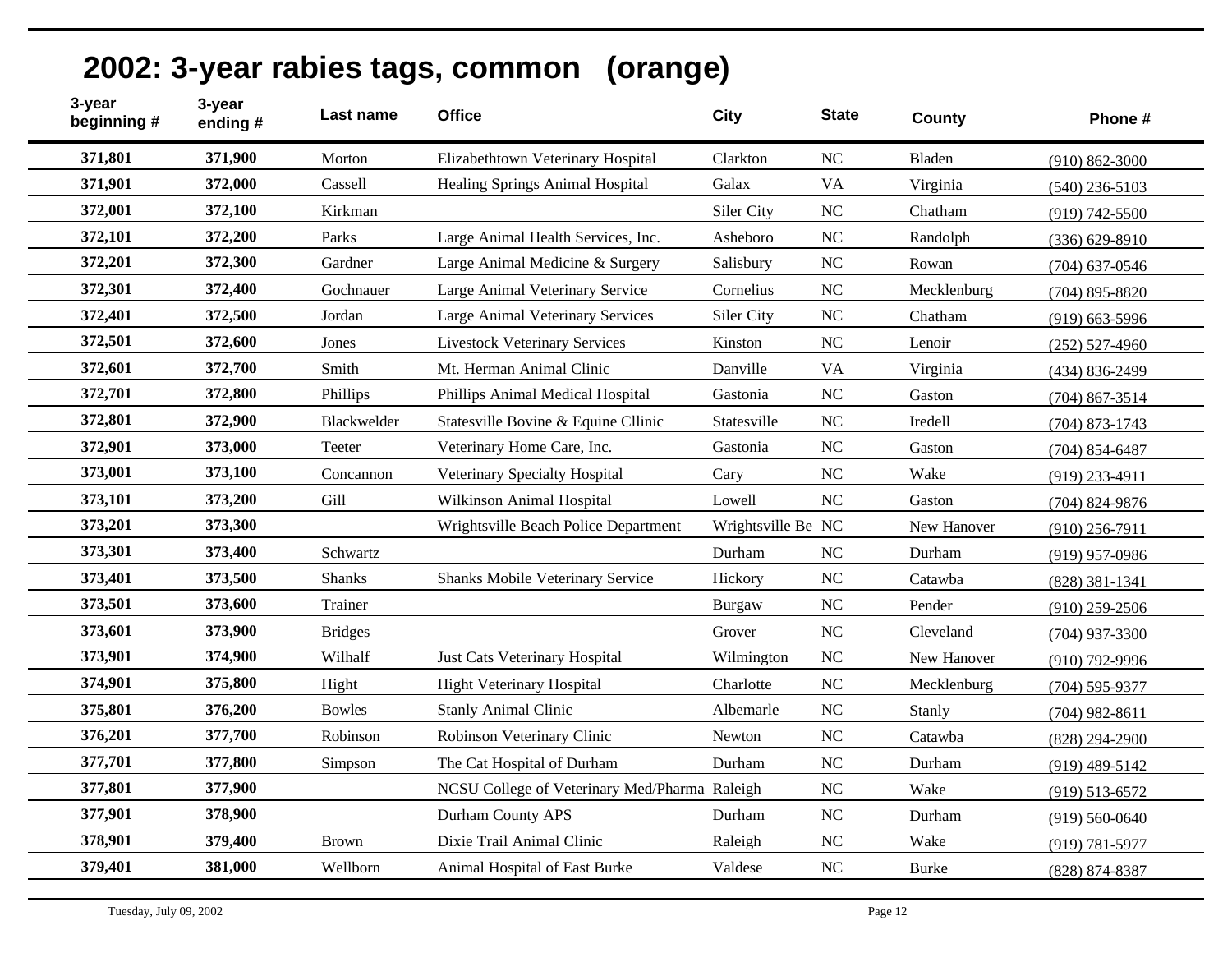# 2002: 3-year rabies tags, common (orange)

| 3-year beginning # | 3-year ending # | Last name | Office | City | State | County | Phone # |
|---|---|---|---|---|---|---|---|
| 371,801 | 371,900 | Morton | Elizabethtown Veterinary Hospital | Clarkton | NC | Bladen | (910) 862-3000 |
| 371,901 | 372,000 | Cassell | Healing Springs Animal Hospital | Galax | VA | Virginia | (540) 236-5103 |
| 372,001 | 372,100 | Kirkman | | Siler City | NC | Chatham | (919) 742-5500 |
| 372,101 | 372,200 | Parks | Large Animal Health Services, Inc. | Asheboro | NC | Randolph | (336) 629-8910 |
| 372,201 | 372,300 | Gardner | Large Animal Medicine & Surgery | Salisbury | NC | Rowan | (704) 637-0546 |
| 372,301 | 372,400 | Gochnauer | Large Animal Veterinary Service | Cornelius | NC | Mecklenburg | (704) 895-8820 |
| 372,401 | 372,500 | Jordan | Large Animal Veterinary Services | Siler City | NC | Chatham | (919) 663-5996 |
| 372,501 | 372,600 | Jones | Livestock Veterinary Services | Kinston | NC | Lenoir | (252) 527-4960 |
| 372,601 | 372,700 | Smith | Mt. Herman Animal Clinic | Danville | VA | Virginia | (434) 836-2499 |
| 372,701 | 372,800 | Phillips | Phillips Animal Medical Hospital | Gastonia | NC | Gaston | (704) 867-3514 |
| 372,801 | 372,900 | Blackwelder | Statesville Bovine & Equine Cllinic | Statesville | NC | Iredell | (704) 873-1743 |
| 372,901 | 373,000 | Teeter | Veterinary Home Care, Inc. | Gastonia | NC | Gaston | (704) 854-6487 |
| 373,001 | 373,100 | Concannon | Veterinary Specialty Hospital | Cary | NC | Wake | (919) 233-4911 |
| 373,101 | 373,200 | Gill | Wilkinson Animal Hospital | Lowell | NC | Gaston | (704) 824-9876 |
| 373,201 | 373,300 | | Wrightsville Beach Police Department | Wrightsville Be | NC | New Hanover | (910) 256-7911 |
| 373,301 | 373,400 | Schwartz | | Durham | NC | Durham | (919) 957-0986 |
| 373,401 | 373,500 | Shanks | Shanks Mobile Veterinary Service | Hickory | NC | Catawba | (828) 381-1341 |
| 373,501 | 373,600 | Trainer | | Burgaw | NC | Pender | (910) 259-2506 |
| 373,601 | 373,900 | Bridges | | Grover | NC | Cleveland | (704) 937-3300 |
| 373,901 | 374,900 | Wilhalf | Just Cats Veterinary Hospital | Wilmington | NC | New Hanover | (910) 792-9996 |
| 374,901 | 375,800 | Hight | Hight Veterinary Hospital | Charlotte | NC | Mecklenburg | (704) 595-9377 |
| 375,801 | 376,200 | Bowles | Stanly Animal Clinic | Albemarle | NC | Stanly | (704) 982-8611 |
| 376,201 | 377,700 | Robinson | Robinson Veterinary Clinic | Newton | NC | Catawba | (828) 294-2900 |
| 377,701 | 377,800 | Simpson | The Cat Hospital of Durham | Durham | NC | Durham | (919) 489-5142 |
| 377,801 | 377,900 | | NCSU College of Veterinary Med/Pharma | Raleigh | NC | Wake | (919) 513-6572 |
| 377,901 | 378,900 | | Durham County APS | Durham | NC | Durham | (919) 560-0640 |
| 378,901 | 379,400 | Brown | Dixie Trail Animal Clinic | Raleigh | NC | Wake | (919) 781-5977 |
| 379,401 | 381,000 | Wellborn | Animal Hospital of East Burke | Valdese | NC | Burke | (828) 874-8387 |

Tuesday, July 09, 2002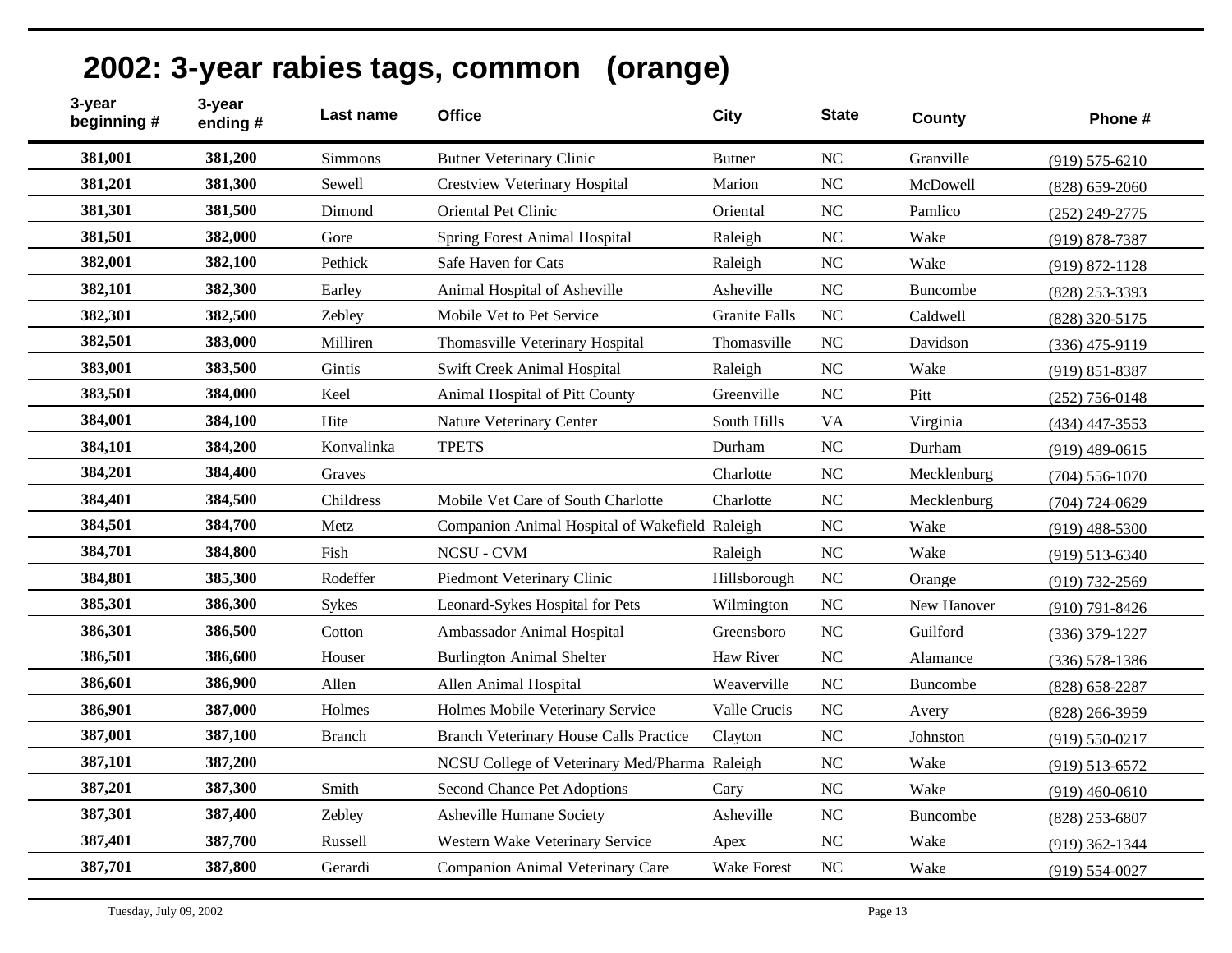## 2002: 3-year rabies tags, common (orange)

| 3-year beginning # | 3-year ending # | Last name | Office | City | State | County | Phone # |
|---|---|---|---|---|---|---|---|
| 381,001 | 381,200 | Simmons | Butner Veterinary Clinic | Butner | NC | Granville | (919) 575-6210 |
| 381,201 | 381,300 | Sewell | Crestview Veterinary Hospital | Marion | NC | McDowell | (828) 659-2060 |
| 381,301 | 381,500 | Dimond | Oriental Pet Clinic | Oriental | NC | Pamlico | (252) 249-2775 |
| 381,501 | 382,000 | Gore | Spring Forest Animal Hospital | Raleigh | NC | Wake | (919) 878-7387 |
| 382,001 | 382,100 | Pethick | Safe Haven for Cats | Raleigh | NC | Wake | (919) 872-1128 |
| 382,101 | 382,300 | Earley | Animal Hospital of Asheville | Asheville | NC | Buncombe | (828) 253-3393 |
| 382,301 | 382,500 | Zebley | Mobile Vet to Pet Service | Granite Falls | NC | Caldwell | (828) 320-5175 |
| 382,501 | 383,000 | Milliren | Thomasville Veterinary Hospital | Thomasville | NC | Davidson | (336) 475-9119 |
| 383,001 | 383,500 | Gintis | Swift Creek Animal Hospital | Raleigh | NC | Wake | (919) 851-8387 |
| 383,501 | 384,000 | Keel | Animal Hospital of Pitt County | Greenville | NC | Pitt | (252) 756-0148 |
| 384,001 | 384,100 | Hite | Nature Veterinary Center | South Hills | VA | Virginia | (434) 447-3553 |
| 384,101 | 384,200 | Konvalinka | TPETS | Durham | NC | Durham | (919) 489-0615 |
| 384,201 | 384,400 | Graves | | Charlotte | NC | Mecklenburg | (704) 556-1070 |
| 384,401 | 384,500 | Childress | Mobile Vet Care of South Charlotte | Charlotte | NC | Mecklenburg | (704) 724-0629 |
| 384,501 | 384,700 | Metz | Companion Animal Hospital of Wakefield | Raleigh | NC | Wake | (919) 488-5300 |
| 384,701 | 384,800 | Fish | NCSU - CVM | Raleigh | NC | Wake | (919) 513-6340 |
| 384,801 | 385,300 | Rodeffer | Piedmont Veterinary Clinic | Hillsborough | NC | Orange | (919) 732-2569 |
| 385,301 | 386,300 | Sykes | Leonard-Sykes Hospital for Pets | Wilmington | NC | New Hanover | (910) 791-8426 |
| 386,301 | 386,500 | Cotton | Ambassador Animal Hospital | Greensboro | NC | Guilford | (336) 379-1227 |
| 386,501 | 386,600 | Houser | Burlington Animal Shelter | Haw River | NC | Alamance | (336) 578-1386 |
| 386,601 | 386,900 | Allen | Allen Animal Hospital | Weaverville | NC | Buncombe | (828) 658-2287 |
| 386,901 | 387,000 | Holmes | Holmes Mobile Veterinary Service | Valle Crucis | NC | Avery | (828) 266-3959 |
| 387,001 | 387,100 | Branch | Branch Veterinary House Calls Practice | Clayton | NC | Johnston | (919) 550-0217 |
| 387,101 | 387,200 | | NCSU College of Veterinary Med/Pharma | Raleigh | NC | Wake | (919) 513-6572 |
| 387,201 | 387,300 | Smith | Second Chance Pet Adoptions | Cary | NC | Wake | (919) 460-0610 |
| 387,301 | 387,400 | Zebley | Asheville Humane Society | Asheville | NC | Buncombe | (828) 253-6807 |
| 387,401 | 387,700 | Russell | Western Wake Veterinary Service | Apex | NC | Wake | (919) 362-1344 |
| 387,701 | 387,800 | Gerardi | Companion Animal Veterinary Care | Wake Forest | NC | Wake | (919) 554-0027 |

Tuesday, July 09, 2002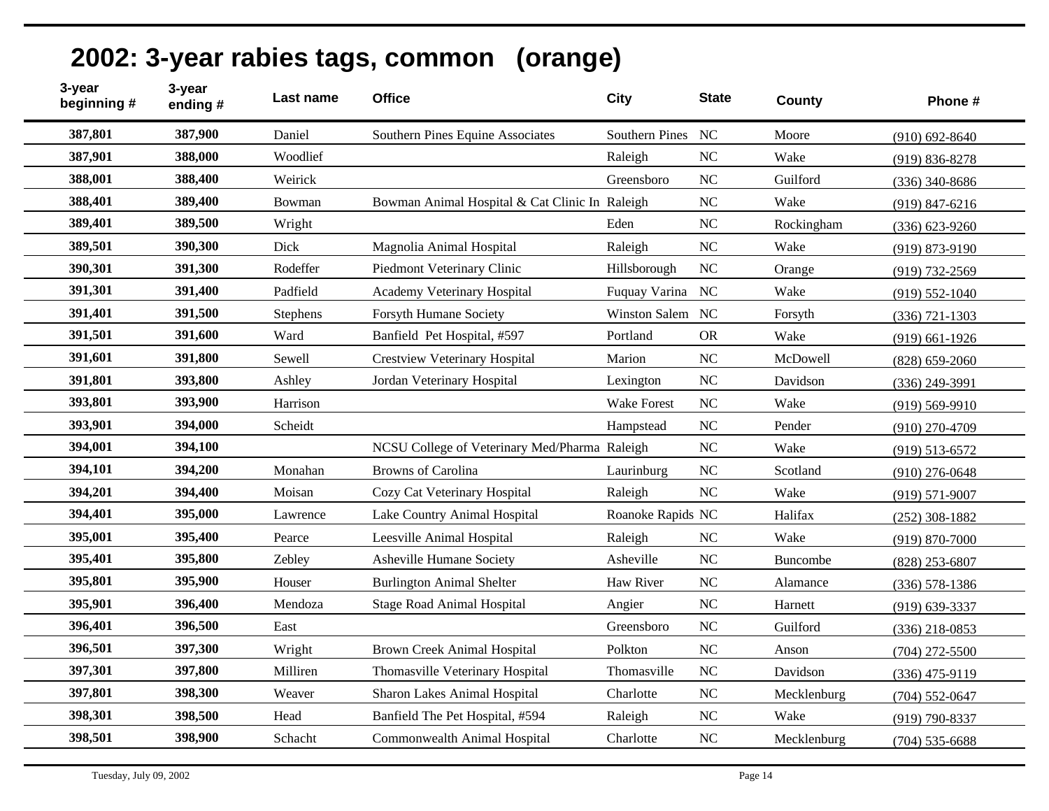## 2002: 3-year rabies tags, common (orange)

| 3-year beginning # | 3-year ending # | Last name | Office | City | State | County | Phone # |
|---|---|---|---|---|---|---|---|
| **387,801** | **387,900** | Daniel | Southern Pines Equine Associates | Southern Pines | NC | Moore | (910) 692-8640 |
| **387,901** | **388,000** | Woodlief | | Raleigh | NC | Wake | (919) 836-8278 |
| **388,001** | **388,400** | Weirick | | Greensboro | NC | Guilford | (336) 340-8686 |
| **388,401** | **389,400** | Bowman | Bowman Animal Hospital & Cat Clinic In | Raleigh | NC | Wake | (919) 847-6216 |
| **389,401** | **389,500** | Wright | | Eden | NC | Rockingham | (336) 623-9260 |
| **389,501** | **390,300** | Dick | Magnolia Animal Hospital | Raleigh | NC | Wake | (919) 873-9190 |
| **390,301** | **391,300** | Rodeffer | Piedmont Veterinary Clinic | Hillsborough | NC | Orange | (919) 732-2569 |
| **391,301** | **391,400** | Padfield | Academy Veterinary Hospital | Fuquay Varina | NC | Wake | (919) 552-1040 |
| **391,401** | **391,500** | Stephens | Forsyth Humane Society | Winston Salem | NC | Forsyth | (336) 721-1303 |
| **391,501** | **391,600** | Ward | Banfield Pet Hospital, #597 | Portland | OR | Wake | (919) 661-1926 |
| **391,601** | **391,800** | Sewell | Crestview Veterinary Hospital | Marion | NC | McDowell | (828) 659-2060 |
| **391,801** | **393,800** | Ashley | Jordan Veterinary Hospital | Lexington | NC | Davidson | (336) 249-3991 |
| **393,801** | **393,900** | Harrison | | Wake Forest | NC | Wake | (919) 569-9910 |
| **393,901** | **394,000** | Scheidt | | Hampstead | NC | Pender | (910) 270-4709 |
| **394,001** | **394,100** | | NCSU College of Veterinary Med/Pharma | Raleigh | NC | Wake | (919) 513-6572 |
| **394,101** | **394,200** | Monahan | Browns of Carolina | Laurinburg | NC | Scotland | (910) 276-0648 |
| **394,201** | **394,400** | Moisan | Cozy Cat Veterinary Hospital | Raleigh | NC | Wake | (919) 571-9007 |
| **394,401** | **395,000** | Lawrence | Lake Country Animal Hospital | Roanoke Rapids | NC | Halifax | (252) 308-1882 |
| **395,001** | **395,400** | Pearce | Leesville Animal Hospital | Raleigh | NC | Wake | (919) 870-7000 |
| **395,401** | **395,800** | Zebley | Asheville Humane Society | Asheville | NC | Buncombe | (828) 253-6807 |
| **395,801** | **395,900** | Houser | Burlington Animal Shelter | Haw River | NC | Alamance | (336) 578-1386 |
| **395,901** | **396,400** | Mendoza | Stage Road Animal Hospital | Angier | NC | Harnett | (919) 639-3337 |
| **396,401** | **396,500** | East | | Greensboro | NC | Guilford | (336) 218-0853 |
| **396,501** | **397,300** | Wright | Brown Creek Animal Hospital | Polkton | NC | Anson | (704) 272-5500 |
| **397,301** | **397,800** | Milliren | Thomasville Veterinary Hospital | Thomasville | NC | Davidson | (336) 475-9119 |
| **397,801** | **398,300** | Weaver | Sharon Lakes Animal Hospital | Charlotte | NC | Mecklenburg | (704) 552-0647 |
| **398,301** | **398,500** | Head | Banfield The Pet Hospital, #594 | Raleigh | NC | Wake | (919) 790-8337 |
| **398,501** | **398,900** | Schacht | Commonwealth Animal Hospital | Charlotte | NC | Mecklenburg | (704) 535-6688 |

Tuesday, July 09, 2002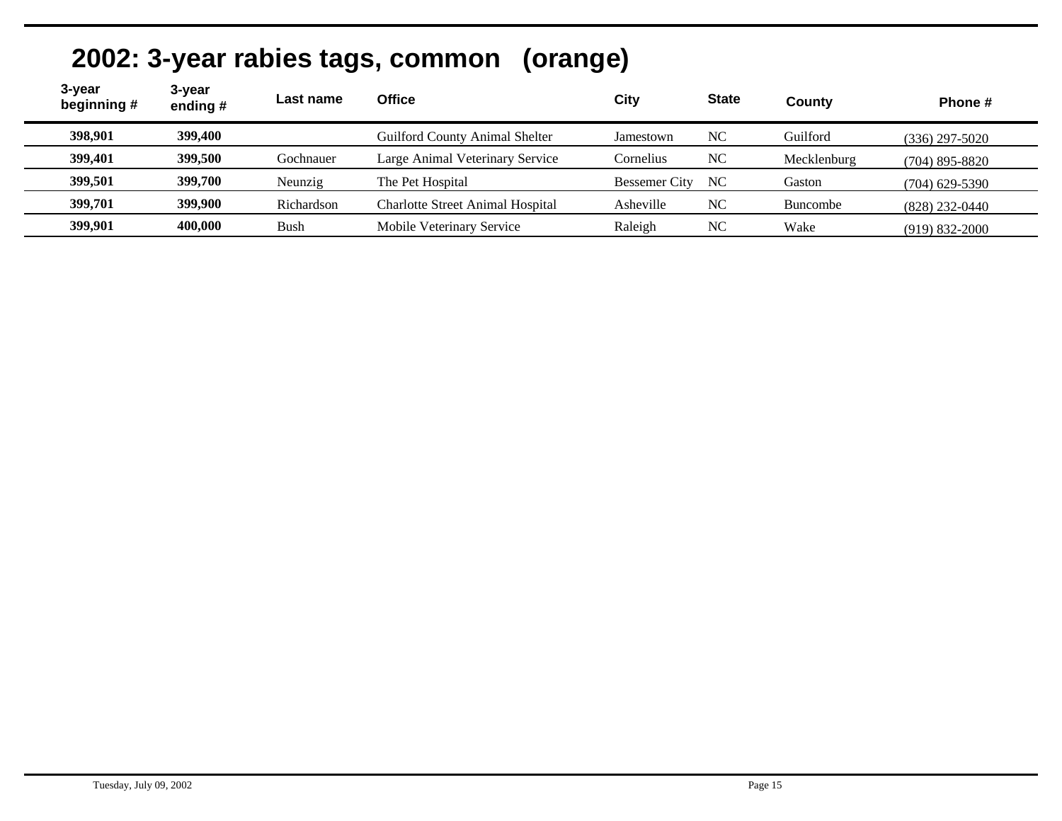# 2002: 3-year rabies tags, common (orange)

| 3-year beginning # | 3-year ending # | Last name | Office | City | State | County | Phone # |
|---|---|---|---|---|---|---|---|
| **398,901** | **399,400** | | Guilford County Animal Shelter | Jamestown | NC | Guilford | (336) 297-5020 |
| **399,401** | **399,500** | Gochnauer | Large Animal Veterinary Service | Cornelius | NC | Mecklenburg | (704) 895-8820 |
| **399,501** | **399,700** | Neunzig | The Pet Hospital | Bessemer City | NC | Gaston | (704) 629-5390 |
| **399,701** | **399,900** | Richardson | Charlotte Street Animal Hospital | Asheville | NC | Buncombe | (828) 232-0440 |
| **399,901** | **400,000** | Bush | Mobile Veterinary Service | Raleigh | NC | Wake | (919) 832-2000 |

Tuesday, July 09, 2002